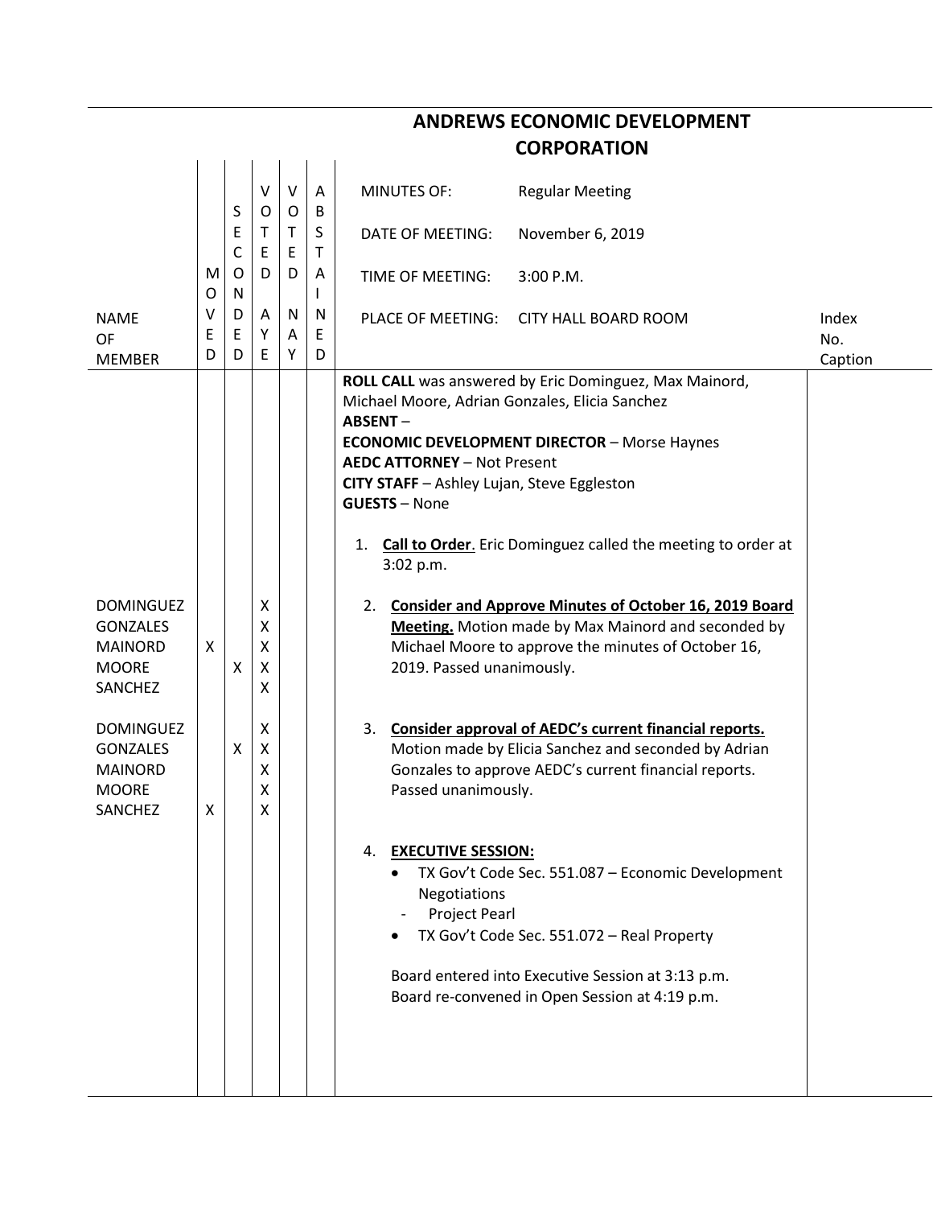# ANDREWS ECONOMIC DEVELOPMENT CORPORATION

| NAME OF MEMBER | MOVED | SECONDED | VOTED AYE | VOTED NAY | ABSTAINED | | Index No. Caption |
|---|---|---|---|---|---|---|---|
| | | | | | | MINUTES OF: Regular Meeting | |
| | | | | | | DATE OF MEETING: November 6, 2019 | |
| | | | | | | TIME OF MEETING: 3:00 P.M. | |
| | | | | | | PLACE OF MEETING: CITY HALL BOARD ROOM | |

**ROLL CALL** was answered by Eric Dominguez, Max Mainord, Michael Moore, Adrian Gonzales, Elicia Sanchez
**ABSENT** –
**ECONOMIC DEVELOPMENT DIRECTOR** – Morse Haynes
**AEDC ATTORNEY** – Not Present
**CITY STAFF** – Ashley Lujan, Steve Eggleston
**GUESTS** – None

1. **Call to Order**. Eric Dominguez called the meeting to order at 3:02 p.m.

2. **Consider and Approve Minutes of October 16, 2019 Board Meeting.** Motion made by Max Mainord and seconded by Michael Moore to approve the minutes of October 16, 2019. Passed unanimously.

| NAME OF MEMBER | MOVED | SECONDED | VOTED AYE | VOTED NAY | ABSTAINED |
|---|---|---|---|---|---|
| DOMINGUEZ | | | X | | |
| GONZALES | | | X | | |
| MAINORD | X | | X | | |
| MOORE | | X | X | | |
| SANCHEZ | | | X | | |

3. **Consider approval of AEDC's current financial reports.** Motion made by Elicia Sanchez and seconded by Adrian Gonzales to approve AEDC's current financial reports. Passed unanimously.

| NAME OF MEMBER | MOVED | SECONDED | VOTED AYE | VOTED NAY | ABSTAINED |
|---|---|---|---|---|---|
| DOMINGUEZ | | | X | | |
| GONZALES | | X | X | | |
| MAINORD | | | X | | |
| MOORE | | | X | | |
| SANCHEZ | X | | X | | |

4. **EXECUTIVE SESSION:**
   - TX Gov't Code Sec. 551.087 – Economic Development Negotiations
     - Project Pearl
   - TX Gov't Code Sec. 551.072 – Real Property

   Board entered into Executive Session at 3:13 p.m.
   Board re-convened in Open Session at 4:19 p.m.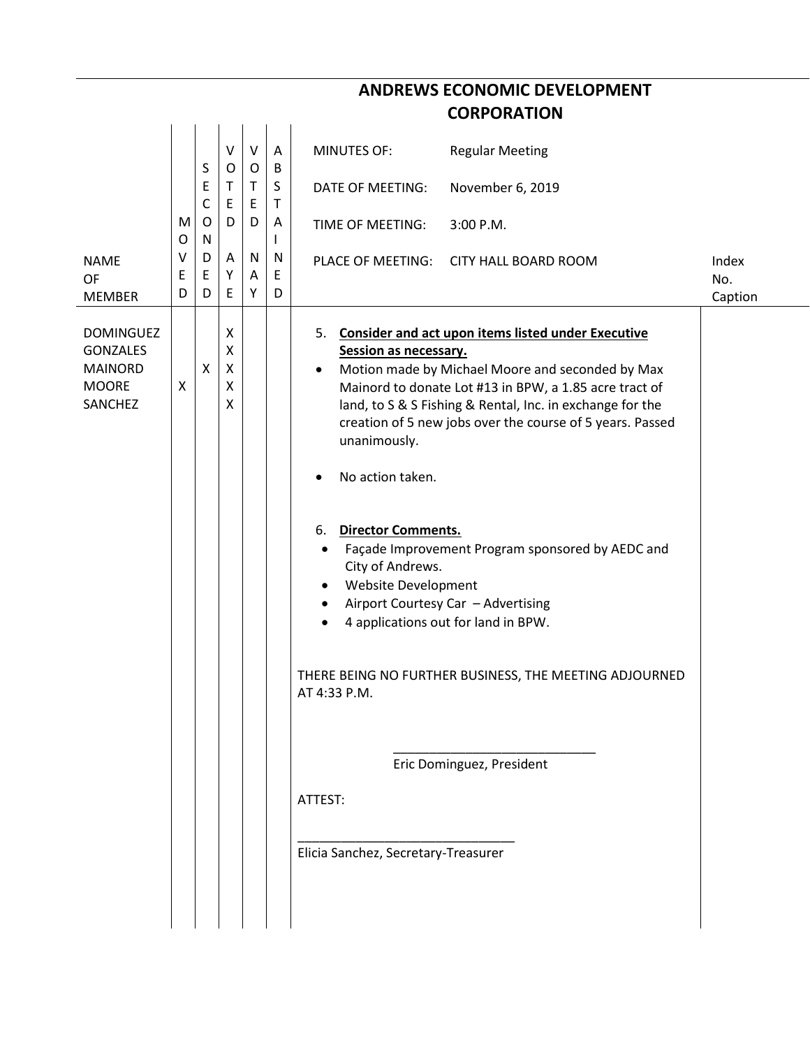# ANDREWS ECONOMIC DEVELOPMENT CORPORATION

| NAME OF MEMBER | MOVED | SECONDED | VOTED AYE | VOTED NAY | ABSTAINED | MINUTES OF: Regular Meeting<br>DATE OF MEETING: November 6, 2019<br>TIME OF MEETING: 3:00 P.M.<br>PLACE OF MEETING: CITY HALL BOARD ROOM | Index No. Caption |
|---|---|---|---|---|---|---|---|
| DOMINGUEZ | | | X | | | 5. **Consider and act upon items listed under Executive Session as necessary.** | |
| GONZALES | | | X | | | • Motion made by Michael Moore and seconded by Max Mainord to donate Lot #13 in BPW, a 1.85 acre tract of land, to S & S Fishing & Rental, Inc. in exchange for the creation of 5 new jobs over the course of 5 years. Passed unanimously. | |
| MAINORD | | X | X | | | | |
| MOORE | X | | X | | | | |
| SANCHEZ | | | X | | | | |

- No action taken.

6. **Director Comments.**
   - Façade Improvement Program sponsored by AEDC and City of Andrews.
   - Website Development
   - Airport Courtesy Car – Advertising
   - 4 applications out for land in BPW.

THERE BEING NO FURTHER BUSINESS, THE MEETING ADJOURNED AT 4:33 P.M.

_____________________________

Eric Dominguez, President

ATTEST:

______________________________

Elicia Sanchez, Secretary-Treasurer